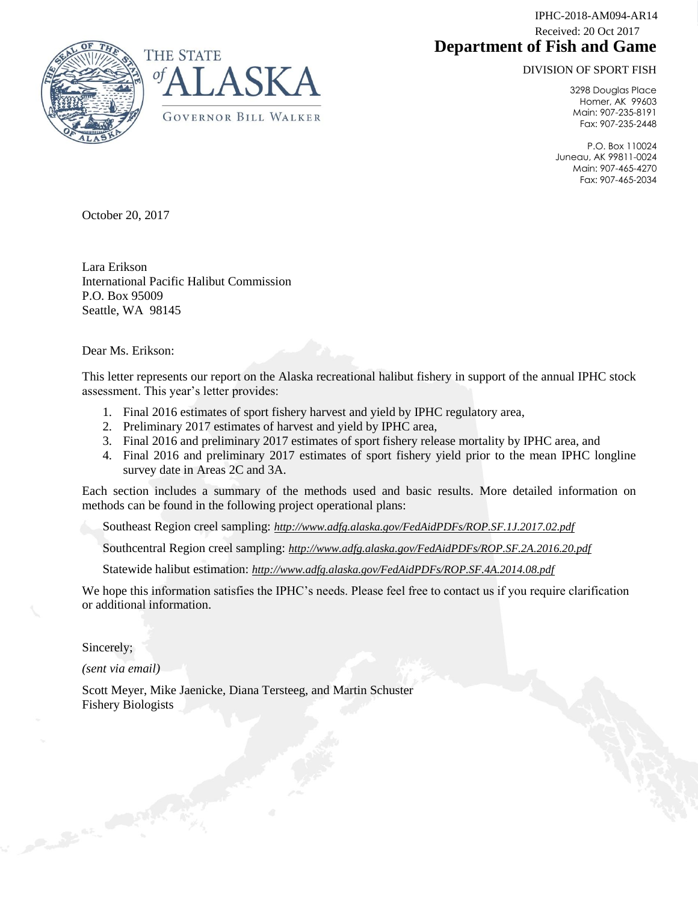IPHC-2018-AM094-AR14
Received: 20 Oct 2017

THE STATE of ALASKA

GOVERNOR BILL WALKER

**Department of Fish and Game**

DIVISION OF SPORT FISH

3298 Douglas Place
Homer, AK 99603
Main: 907-235-8191
Fax: 907-235-2448

P.O. Box 110024
Juneau, AK 99811-0024
Main: 907-465-4270
Fax: 907-465-2034

October 20, 2017

Lara Erikson
International Pacific Halibut Commission
P.O. Box 95009
Seattle, WA 98145

Dear Ms. Erikson:

This letter represents our report on the Alaska recreational halibut fishery in support of the annual IPHC stock assessment. This year's letter provides:

1. Final 2016 estimates of sport fishery harvest and yield by IPHC regulatory area,
2. Preliminary 2017 estimates of harvest and yield by IPHC area,
3. Final 2016 and preliminary 2017 estimates of sport fishery release mortality by IPHC area, and
4. Final 2016 and preliminary 2017 estimates of sport fishery yield prior to the mean IPHC longline survey date in Areas 2C and 3A.

Each section includes a summary of the methods used and basic results. More detailed information on methods can be found in the following project operational plans:

Southeast Region creel sampling: *http://www.adfg.alaska.gov/FedAidPDFs/ROP.SF.1J.2017.02.pdf*

Southcentral Region creel sampling: *http://www.adfg.alaska.gov/FedAidPDFs/ROP.SF.2A.2016.20.pdf*

Statewide halibut estimation: *http://www.adfg.alaska.gov/FedAidPDFs/ROP.SF.4A.2014.08.pdf*

We hope this information satisfies the IPHC's needs. Please feel free to contact us if you require clarification or additional information.

Sincerely;

*(sent via email)*

Scott Meyer, Mike Jaenicke, Diana Tersteeg, and Martin Schuster
Fishery Biologists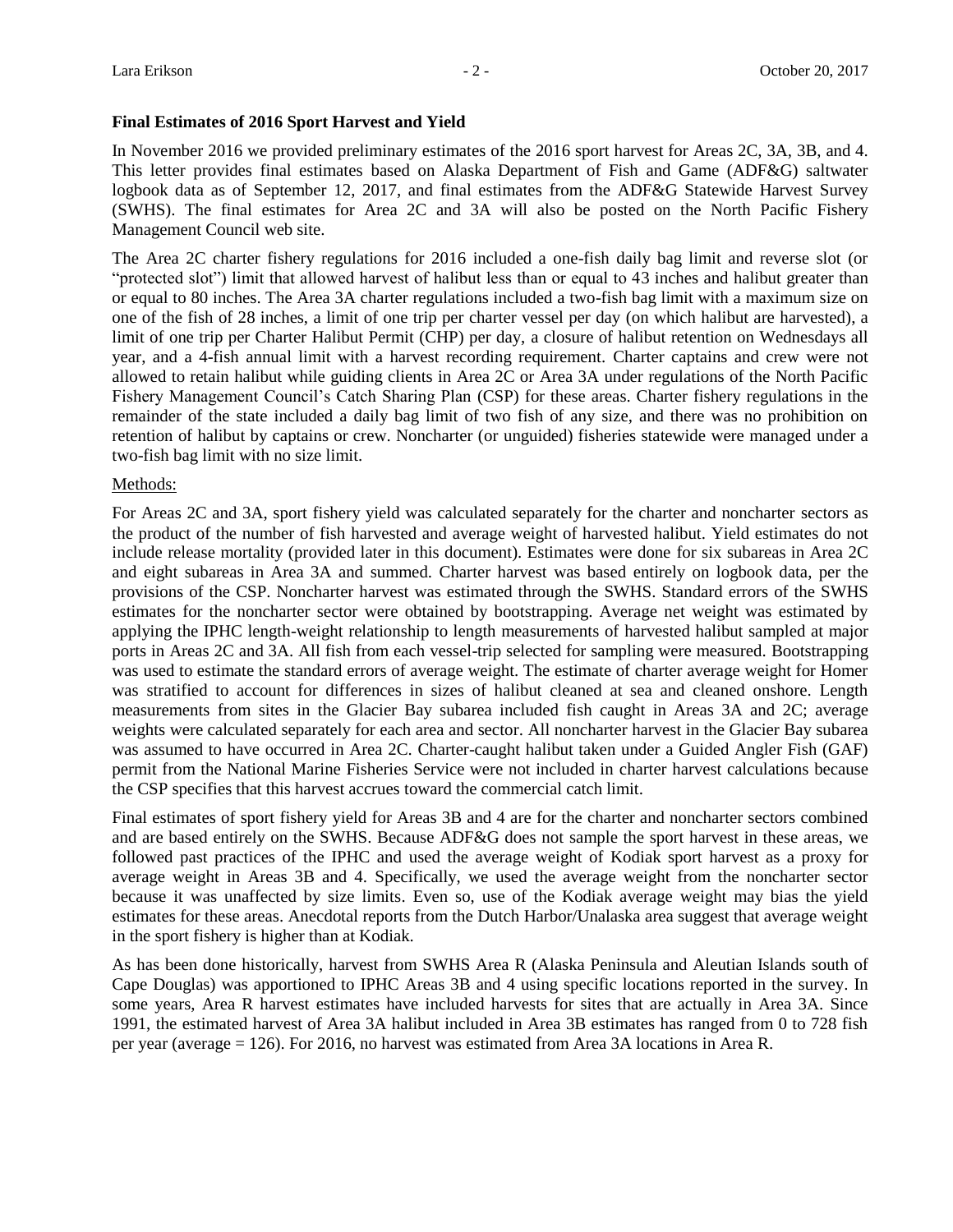**Final Estimates of 2016 Sport Harvest and Yield**

In November 2016 we provided preliminary estimates of the 2016 sport harvest for Areas 2C, 3A, 3B, and 4. This letter provides final estimates based on Alaska Department of Fish and Game (ADF&G) saltwater logbook data as of September 12, 2017, and final estimates from the ADF&G Statewide Harvest Survey (SWHS). The final estimates for Area 2C and 3A will also be posted on the North Pacific Fishery Management Council web site.

The Area 2C charter fishery regulations for 2016 included a one-fish daily bag limit and reverse slot (or "protected slot") limit that allowed harvest of halibut less than or equal to 43 inches and halibut greater than or equal to 80 inches. The Area 3A charter regulations included a two-fish bag limit with a maximum size on one of the fish of 28 inches, a limit of one trip per charter vessel per day (on which halibut are harvested), a limit of one trip per Charter Halibut Permit (CHP) per day, a closure of halibut retention on Wednesdays all year, and a 4-fish annual limit with a harvest recording requirement. Charter captains and crew were not allowed to retain halibut while guiding clients in Area 2C or Area 3A under regulations of the North Pacific Fishery Management Council's Catch Sharing Plan (CSP) for these areas. Charter fishery regulations in the remainder of the state included a daily bag limit of two fish of any size, and there was no prohibition on retention of halibut by captains or crew. Noncharter (or unguided) fisheries statewide were managed under a two-fish bag limit with no size limit.

Methods:

For Areas 2C and 3A, sport fishery yield was calculated separately for the charter and noncharter sectors as the product of the number of fish harvested and average weight of harvested halibut. Yield estimates do not include release mortality (provided later in this document). Estimates were done for six subareas in Area 2C and eight subareas in Area 3A and summed. Charter harvest was based entirely on logbook data, per the provisions of the CSP. Noncharter harvest was estimated through the SWHS. Standard errors of the SWHS estimates for the noncharter sector were obtained by bootstrapping. Average net weight was estimated by applying the IPHC length-weight relationship to length measurements of harvested halibut sampled at major ports in Areas 2C and 3A. All fish from each vessel-trip selected for sampling were measured. Bootstrapping was used to estimate the standard errors of average weight. The estimate of charter average weight for Homer was stratified to account for differences in sizes of halibut cleaned at sea and cleaned onshore. Length measurements from sites in the Glacier Bay subarea included fish caught in Areas 3A and 2C; average weights were calculated separately for each area and sector. All noncharter harvest in the Glacier Bay subarea was assumed to have occurred in Area 2C. Charter-caught halibut taken under a Guided Angler Fish (GAF) permit from the National Marine Fisheries Service were not included in charter harvest calculations because the CSP specifies that this harvest accrues toward the commercial catch limit.

Final estimates of sport fishery yield for Areas 3B and 4 are for the charter and noncharter sectors combined and are based entirely on the SWHS. Because ADF&G does not sample the sport harvest in these areas, we followed past practices of the IPHC and used the average weight of Kodiak sport harvest as a proxy for average weight in Areas 3B and 4. Specifically, we used the average weight from the noncharter sector because it was unaffected by size limits. Even so, use of the Kodiak average weight may bias the yield estimates for these areas. Anecdotal reports from the Dutch Harbor/Unalaska area suggest that average weight in the sport fishery is higher than at Kodiak.

As has been done historically, harvest from SWHS Area R (Alaska Peninsula and Aleutian Islands south of Cape Douglas) was apportioned to IPHC Areas 3B and 4 using specific locations reported in the survey. In some years, Area R harvest estimates have included harvests for sites that are actually in Area 3A. Since 1991, the estimated harvest of Area 3A halibut included in Area 3B estimates has ranged from 0 to 728 fish per year (average = 126). For 2016, no harvest was estimated from Area 3A locations in Area R.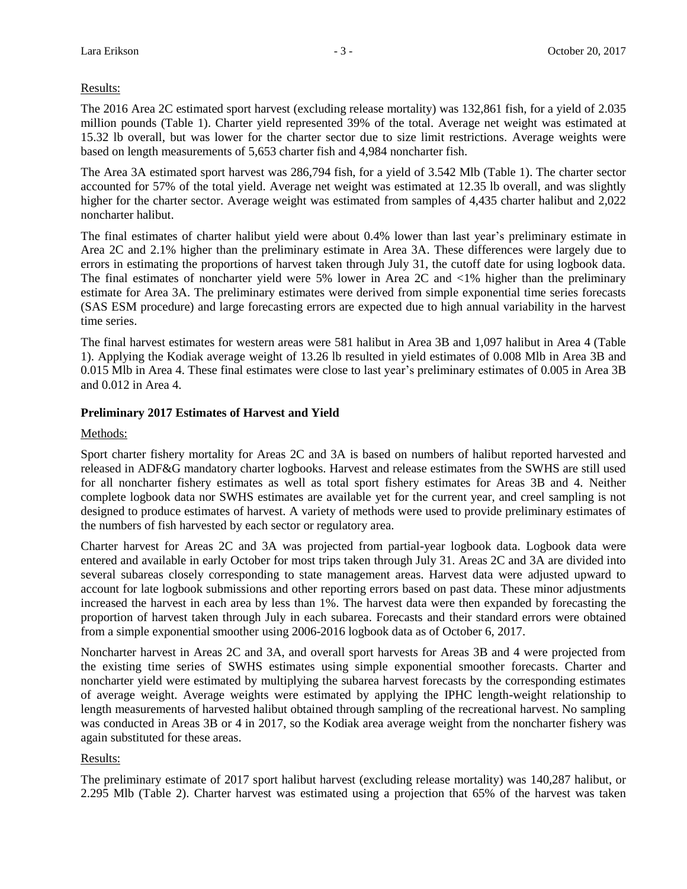Results:

The 2016 Area 2C estimated sport harvest (excluding release mortality) was 132,861 fish, for a yield of 2.035 million pounds (Table 1). Charter yield represented 39% of the total. Average net weight was estimated at 15.32 lb overall, but was lower for the charter sector due to size limit restrictions. Average weights were based on length measurements of 5,653 charter fish and 4,984 noncharter fish.

The Area 3A estimated sport harvest was 286,794 fish, for a yield of 3.542 Mlb (Table 1). The charter sector accounted for 57% of the total yield. Average net weight was estimated at 12.35 lb overall, and was slightly higher for the charter sector. Average weight was estimated from samples of 4,435 charter halibut and 2,022 noncharter halibut.

The final estimates of charter halibut yield were about 0.4% lower than last year's preliminary estimate in Area 2C and 2.1% higher than the preliminary estimate in Area 3A. These differences were largely due to errors in estimating the proportions of harvest taken through July 31, the cutoff date for using logbook data. The final estimates of noncharter yield were 5% lower in Area 2C and <1% higher than the preliminary estimate for Area 3A. The preliminary estimates were derived from simple exponential time series forecasts (SAS ESM procedure) and large forecasting errors are expected due to high annual variability in the harvest time series.

The final harvest estimates for western areas were 581 halibut in Area 3B and 1,097 halibut in Area 4 (Table 1). Applying the Kodiak average weight of 13.26 lb resulted in yield estimates of 0.008 Mlb in Area 3B and 0.015 Mlb in Area 4. These final estimates were close to last year's preliminary estimates of 0.005 in Area 3B and 0.012 in Area 4.

## Preliminary 2017 Estimates of Harvest and Yield

Methods:

Sport charter fishery mortality for Areas 2C and 3A is based on numbers of halibut reported harvested and released in ADF&G mandatory charter logbooks. Harvest and release estimates from the SWHS are still used for all noncharter fishery estimates as well as total sport fishery estimates for Areas 3B and 4. Neither complete logbook data nor SWHS estimates are available yet for the current year, and creel sampling is not designed to produce estimates of harvest. A variety of methods were used to provide preliminary estimates of the numbers of fish harvested by each sector or regulatory area.

Charter harvest for Areas 2C and 3A was projected from partial-year logbook data. Logbook data were entered and available in early October for most trips taken through July 31. Areas 2C and 3A are divided into several subareas closely corresponding to state management areas. Harvest data were adjusted upward to account for late logbook submissions and other reporting errors based on past data. These minor adjustments increased the harvest in each area by less than 1%. The harvest data were then expanded by forecasting the proportion of harvest taken through July in each subarea. Forecasts and their standard errors were obtained from a simple exponential smoother using 2006-2016 logbook data as of October 6, 2017.

Noncharter harvest in Areas 2C and 3A, and overall sport harvests for Areas 3B and 4 were projected from the existing time series of SWHS estimates using simple exponential smoother forecasts. Charter and noncharter yield were estimated by multiplying the subarea harvest forecasts by the corresponding estimates of average weight. Average weights were estimated by applying the IPHC length-weight relationship to length measurements of harvested halibut obtained through sampling of the recreational harvest. No sampling was conducted in Areas 3B or 4 in 2017, so the Kodiak area average weight from the noncharter fishery was again substituted for these areas.

Results:

The preliminary estimate of 2017 sport halibut harvest (excluding release mortality) was 140,287 halibut, or 2.295 Mlb (Table 2). Charter harvest was estimated using a projection that 65% of the harvest was taken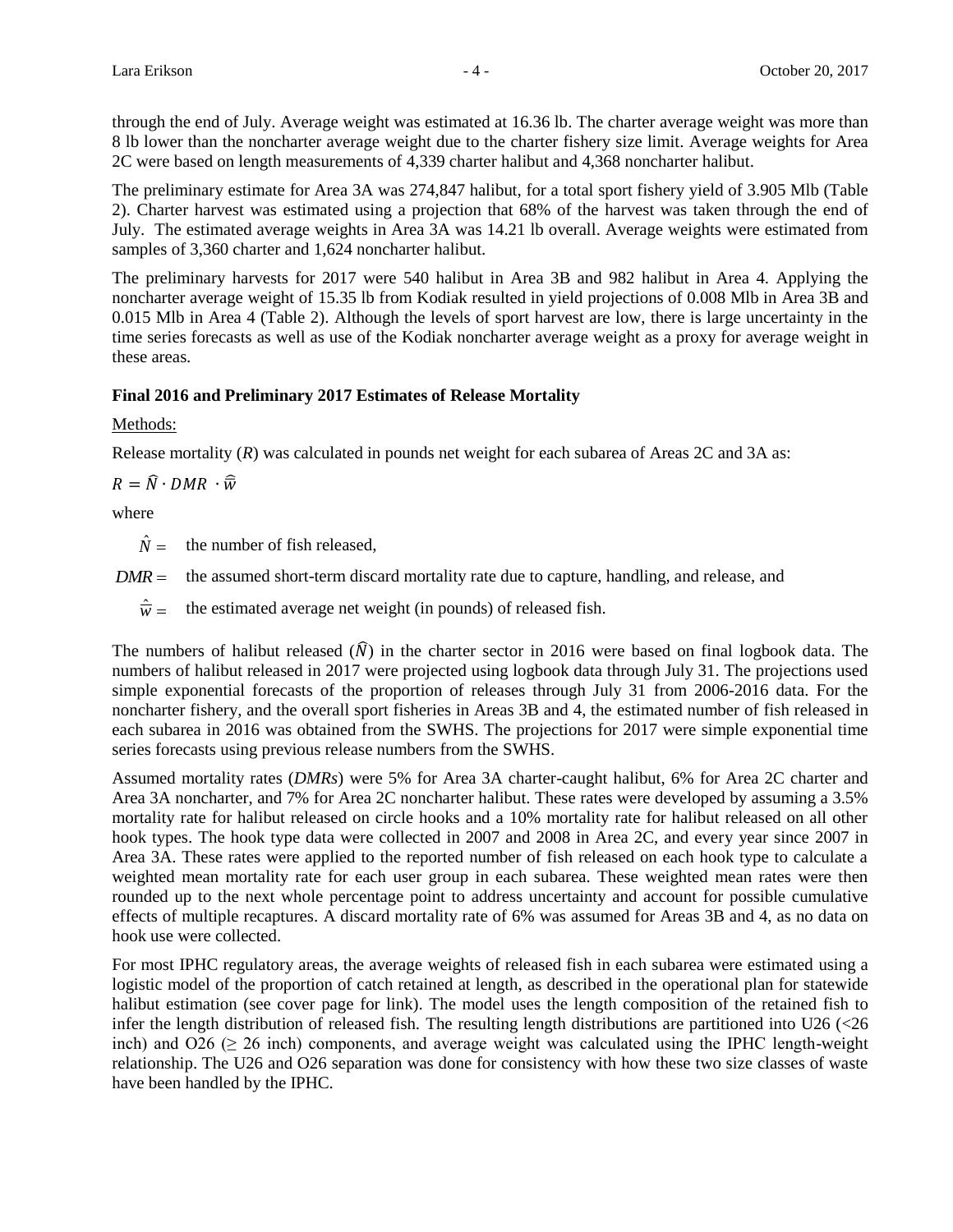through the end of July. Average weight was estimated at 16.36 lb. The charter average weight was more than 8 lb lower than the noncharter average weight due to the charter fishery size limit. Average weights for Area 2C were based on length measurements of 4,339 charter halibut and 4,368 noncharter halibut.

The preliminary estimate for Area 3A was 274,847 halibut, for a total sport fishery yield of 3.905 Mlb (Table 2). Charter harvest was estimated using a projection that 68% of the harvest was taken through the end of July. The estimated average weights in Area 3A was 14.21 lb overall. Average weights were estimated from samples of 3,360 charter and 1,624 noncharter halibut.

The preliminary harvests for 2017 were 540 halibut in Area 3B and 982 halibut in Area 4. Applying the noncharter average weight of 15.35 lb from Kodiak resulted in yield projections of 0.008 Mlb in Area 3B and 0.015 Mlb in Area 4 (Table 2). Although the levels of sport harvest are low, there is large uncertainty in the time series forecasts as well as use of the Kodiak noncharter average weight as a proxy for average weight in these areas.

**Final 2016 and Preliminary 2017 Estimates of Release Mortality**

Methods:

Release mortality ($R$) was calculated in pounds net weight for each subarea of Areas 2C and 3A as:

$$R = \hat{N} \cdot DMR \cdot \hat{\bar{w}}$$

where

$\hat{N} =$ the number of fish released,

$DMR =$ the assumed short-term discard mortality rate due to capture, handling, and release, and

$\hat{\bar{w}} =$ the estimated average net weight (in pounds) of released fish.

The numbers of halibut released ($\hat{N}$) in the charter sector in 2016 were based on final logbook data. The numbers of halibut released in 2017 were projected using logbook data through July 31. The projections used simple exponential forecasts of the proportion of releases through July 31 from 2006-2016 data. For the noncharter fishery, and the overall sport fisheries in Areas 3B and 4, the estimated number of fish released in each subarea in 2016 was obtained from the SWHS. The projections for 2017 were simple exponential time series forecasts using previous release numbers from the SWHS.

Assumed mortality rates (*DMRs*) were 5% for Area 3A charter-caught halibut, 6% for Area 2C charter and Area 3A noncharter, and 7% for Area 2C noncharter halibut. These rates were developed by assuming a 3.5% mortality rate for halibut released on circle hooks and a 10% mortality rate for halibut released on all other hook types. The hook type data were collected in 2007 and 2008 in Area 2C, and every year since 2007 in Area 3A. These rates were applied to the reported number of fish released on each hook type to calculate a weighted mean mortality rate for each user group in each subarea. These weighted mean rates were then rounded up to the next whole percentage point to address uncertainty and account for possible cumulative effects of multiple recaptures. A discard mortality rate of 6% was assumed for Areas 3B and 4, as no data on hook use were collected.

For most IPHC regulatory areas, the average weights of released fish in each subarea were estimated using a logistic model of the proportion of catch retained at length, as described in the operational plan for statewide halibut estimation (see cover page for link). The model uses the length composition of the retained fish to infer the length distribution of released fish. The resulting length distributions are partitioned into U26 (<26 inch) and O26 ($\geq$ 26 inch) components, and average weight was calculated using the IPHC length-weight relationship. The U26 and O26 separation was done for consistency with how these two size classes of waste have been handled by the IPHC.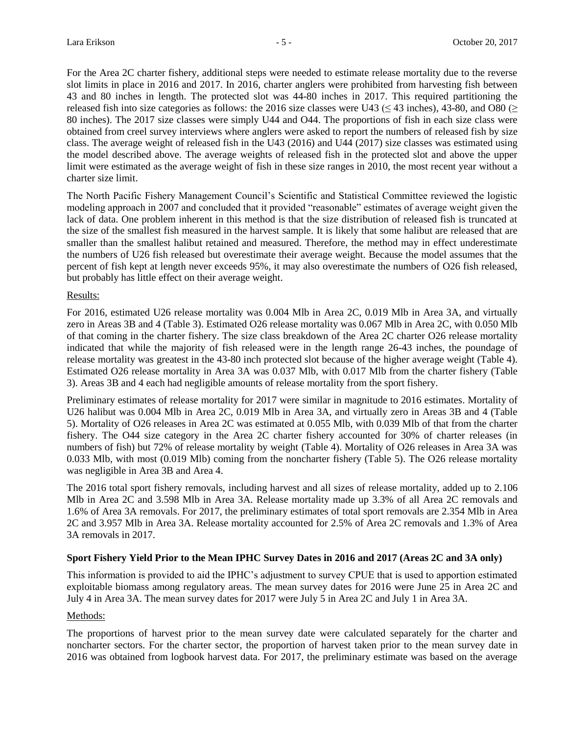For the Area 2C charter fishery, additional steps were needed to estimate release mortality due to the reverse slot limits in place in 2016 and 2017. In 2016, charter anglers were prohibited from harvesting fish between 43 and 80 inches in length. The protected slot was 44-80 inches in 2017. This required partitioning the released fish into size categories as follows: the 2016 size classes were U43 (≤ 43 inches), 43-80, and O80 (≥ 80 inches). The 2017 size classes were simply U44 and O44. The proportions of fish in each size class were obtained from creel survey interviews where anglers were asked to report the numbers of released fish by size class. The average weight of released fish in the U43 (2016) and U44 (2017) size classes was estimated using the model described above. The average weights of released fish in the protected slot and above the upper limit were estimated as the average weight of fish in these size ranges in 2010, the most recent year without a charter size limit.

The North Pacific Fishery Management Council's Scientific and Statistical Committee reviewed the logistic modeling approach in 2007 and concluded that it provided "reasonable" estimates of average weight given the lack of data. One problem inherent in this method is that the size distribution of released fish is truncated at the size of the smallest fish measured in the harvest sample. It is likely that some halibut are released that are smaller than the smallest halibut retained and measured. Therefore, the method may in effect underestimate the numbers of U26 fish released but overestimate their average weight. Because the model assumes that the percent of fish kept at length never exceeds 95%, it may also overestimate the numbers of O26 fish released, but probably has little effect on their average weight.

Results:

For 2016, estimated U26 release mortality was 0.004 Mlb in Area 2C, 0.019 Mlb in Area 3A, and virtually zero in Areas 3B and 4 (Table 3). Estimated O26 release mortality was 0.067 Mlb in Area 2C, with 0.050 Mlb of that coming in the charter fishery. The size class breakdown of the Area 2C charter O26 release mortality indicated that while the majority of fish released were in the length range 26-43 inches, the poundage of release mortality was greatest in the 43-80 inch protected slot because of the higher average weight (Table 4). Estimated O26 release mortality in Area 3A was 0.037 Mlb, with 0.017 Mlb from the charter fishery (Table 3). Areas 3B and 4 each had negligible amounts of release mortality from the sport fishery.

Preliminary estimates of release mortality for 2017 were similar in magnitude to 2016 estimates. Mortality of U26 halibut was 0.004 Mlb in Area 2C, 0.019 Mlb in Area 3A, and virtually zero in Areas 3B and 4 (Table 5). Mortality of O26 releases in Area 2C was estimated at 0.055 Mlb, with 0.039 Mlb of that from the charter fishery. The O44 size category in the Area 2C charter fishery accounted for 30% of charter releases (in numbers of fish) but 72% of release mortality by weight (Table 4). Mortality of O26 releases in Area 3A was 0.033 Mlb, with most (0.019 Mlb) coming from the noncharter fishery (Table 5). The O26 release mortality was negligible in Area 3B and Area 4.

The 2016 total sport fishery removals, including harvest and all sizes of release mortality, added up to 2.106 Mlb in Area 2C and 3.598 Mlb in Area 3A. Release mortality made up 3.3% of all Area 2C removals and 1.6% of Area 3A removals. For 2017, the preliminary estimates of total sport removals are 2.354 Mlb in Area 2C and 3.957 Mlb in Area 3A. Release mortality accounted for 2.5% of Area 2C removals and 1.3% of Area 3A removals in 2017.

### Sport Fishery Yield Prior to the Mean IPHC Survey Dates in 2016 and 2017 (Areas 2C and 3A only)

This information is provided to aid the IPHC's adjustment to survey CPUE that is used to apportion estimated exploitable biomass among regulatory areas. The mean survey dates for 2016 were June 25 in Area 2C and July 4 in Area 3A. The mean survey dates for 2017 were July 5 in Area 2C and July 1 in Area 3A.

Methods:

The proportions of harvest prior to the mean survey date were calculated separately for the charter and noncharter sectors. For the charter sector, the proportion of harvest taken prior to the mean survey date in 2016 was obtained from logbook harvest data. For 2017, the preliminary estimate was based on the average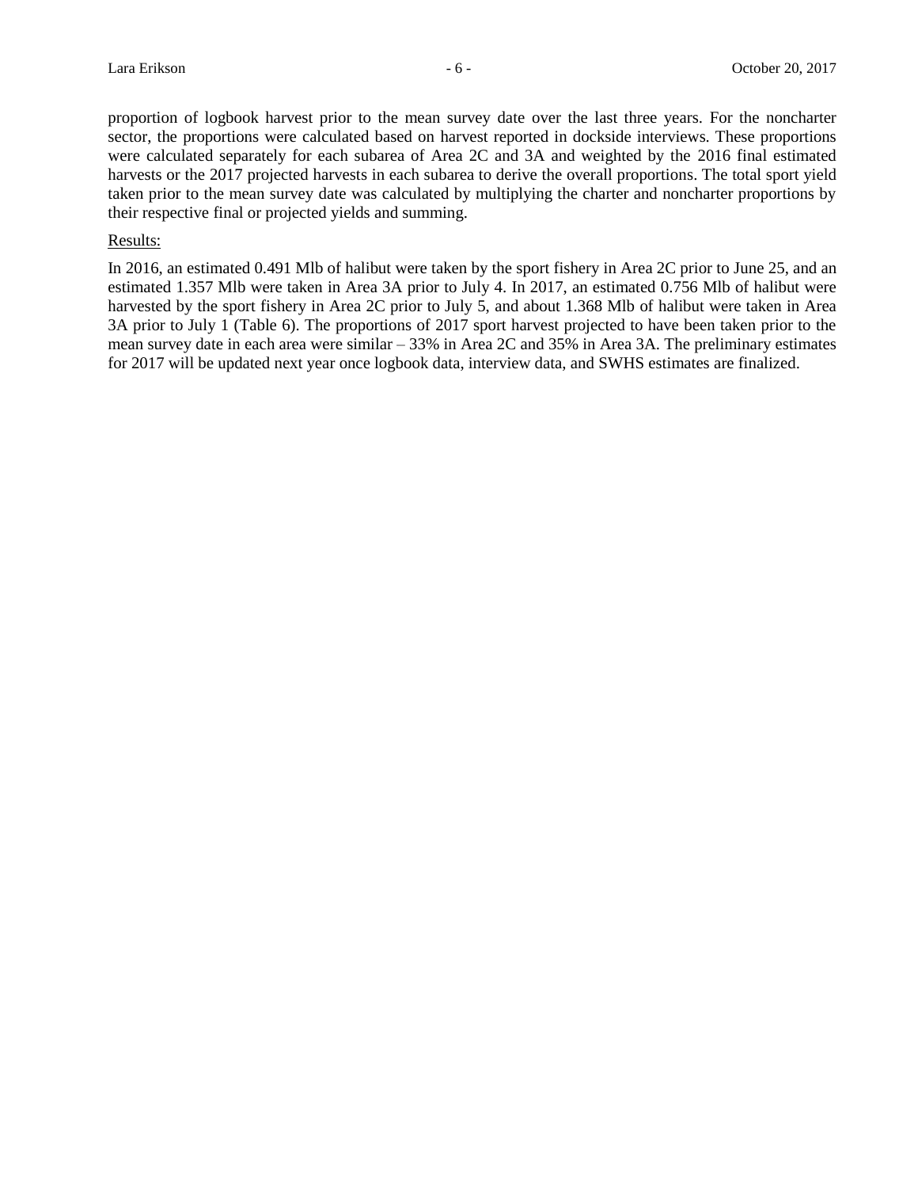proportion of logbook harvest prior to the mean survey date over the last three years. For the noncharter sector, the proportions were calculated based on harvest reported in dockside interviews. These proportions were calculated separately for each subarea of Area 2C and 3A and weighted by the 2016 final estimated harvests or the 2017 projected harvests in each subarea to derive the overall proportions. The total sport yield taken prior to the mean survey date was calculated by multiplying the charter and noncharter proportions by their respective final or projected yields and summing.

Results:

In 2016, an estimated 0.491 Mlb of halibut were taken by the sport fishery in Area 2C prior to June 25, and an estimated 1.357 Mlb were taken in Area 3A prior to July 4. In 2017, an estimated 0.756 Mlb of halibut were harvested by the sport fishery in Area 2C prior to July 5, and about 1.368 Mlb of halibut were taken in Area 3A prior to July 1 (Table 6). The proportions of 2017 sport harvest projected to have been taken prior to the mean survey date in each area were similar – 33% in Area 2C and 35% in Area 3A. The preliminary estimates for 2017 will be updated next year once logbook data, interview data, and SWHS estimates are finalized.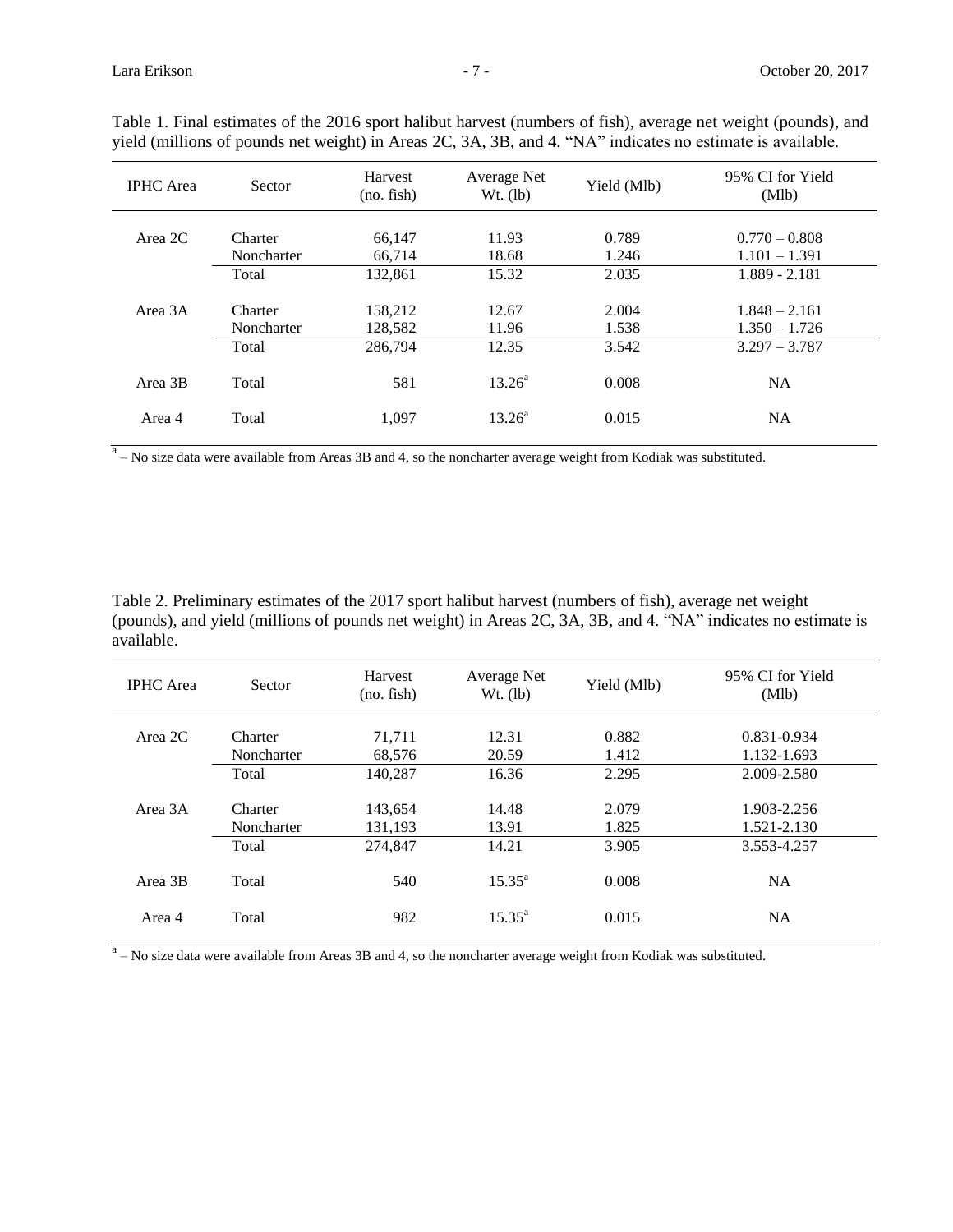Table 1. Final estimates of the 2016 sport halibut harvest (numbers of fish), average net weight (pounds), and yield (millions of pounds net weight) in Areas 2C, 3A, 3B, and 4. "NA" indicates no estimate is available.

| IPHC Area | Sector | Harvest (no. fish) | Average Net Wt. (lb) | Yield (Mlb) | 95% CI for Yield (Mlb) |
|---|---|---|---|---|---|
| Area 2C | Charter | 66,147 | 11.93 | 0.789 | 0.770 – 0.808 |
| | Noncharter | 66,714 | 18.68 | 1.246 | 1.101 – 1.391 |
| | Total | 132,861 | 15.32 | 2.035 | 1.889 - 2.181 |
| Area 3A | Charter | 158,212 | 12.67 | 2.004 | 1.848 – 2.161 |
| | Noncharter | 128,582 | 11.96 | 1.538 | 1.350 – 1.726 |
| | Total | 286,794 | 12.35 | 3.542 | 3.297 – 3.787 |
| Area 3B | Total | 581 | 13.26[a] | 0.008 | NA |
| Area 4 | Total | 1,097 | 13.26[a] | 0.015 | NA |

[a] – No size data were available from Areas 3B and 4, so the noncharter average weight from Kodiak was substituted.

Table 2. Preliminary estimates of the 2017 sport halibut harvest (numbers of fish), average net weight (pounds), and yield (millions of pounds net weight) in Areas 2C, 3A, 3B, and 4. "NA" indicates no estimate is available.

| IPHC Area | Sector | Harvest (no. fish) | Average Net Wt. (lb) | Yield (Mlb) | 95% CI for Yield (Mlb) |
|---|---|---|---|---|---|
| Area 2C | Charter | 71,711 | 12.31 | 0.882 | 0.831-0.934 |
| | Noncharter | 68,576 | 20.59 | 1.412 | 1.132-1.693 |
| | Total | 140,287 | 16.36 | 2.295 | 2.009-2.580 |
| Area 3A | Charter | 143,654 | 14.48 | 2.079 | 1.903-2.256 |
| | Noncharter | 131,193 | 13.91 | 1.825 | 1.521-2.130 |
| | Total | 274,847 | 14.21 | 3.905 | 3.553-4.257 |
| Area 3B | Total | 540 | 15.35[a] | 0.008 | NA |
| Area 4 | Total | 982 | 15.35[a] | 0.015 | NA |

[a] – No size data were available from Areas 3B and 4, so the noncharter average weight from Kodiak was substituted.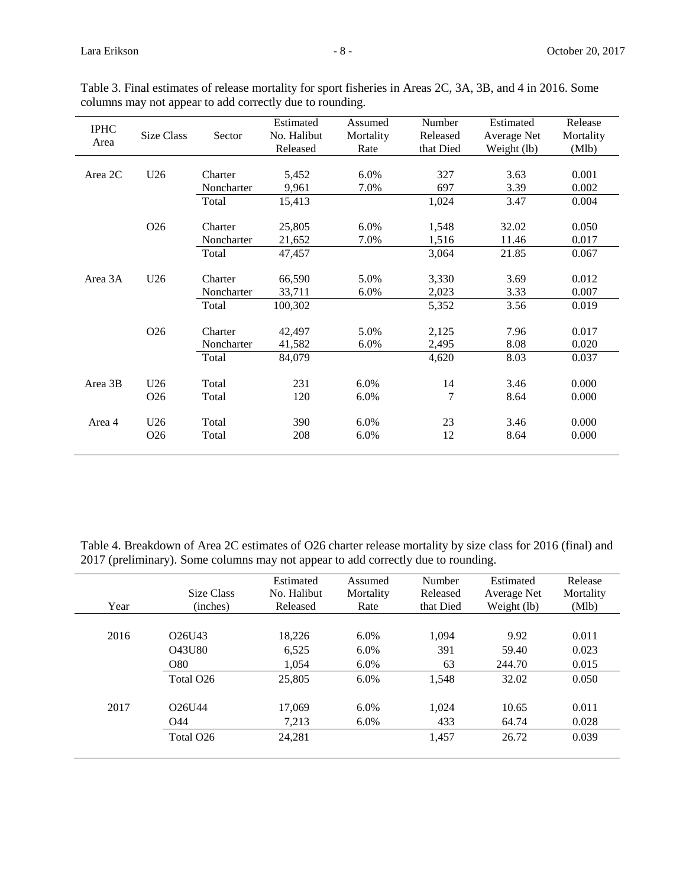Table 3. Final estimates of release mortality for sport fisheries in Areas 2C, 3A, 3B, and 4 in 2016. Some columns may not appear to add correctly due to rounding.

| IPHC Area | Size Class | Sector | Estimated No. Halibut Released | Assumed Mortality Rate | Number Released that Died | Estimated Average Net Weight (lb) | Release Mortality (Mlb) |
|---|---|---|---|---|---|---|---|
| Area 2C | U26 | Charter | 5,452 | 6.0% | 327 | 3.63 | 0.001 |
| | | Noncharter | 9,961 | 7.0% | 697 | 3.39 | 0.002 |
| | | Total | 15,413 | | 1,024 | 3.47 | 0.004 |
| | O26 | Charter | 25,805 | 6.0% | 1,548 | 32.02 | 0.050 |
| | | Noncharter | 21,652 | 7.0% | 1,516 | 11.46 | 0.017 |
| | | Total | 47,457 | | 3,064 | 21.85 | 0.067 |
| Area 3A | U26 | Charter | 66,590 | 5.0% | 3,330 | 3.69 | 0.012 |
| | | Noncharter | 33,711 | 6.0% | 2,023 | 3.33 | 0.007 |
| | | Total | 100,302 | | 5,352 | 3.56 | 0.019 |
| | O26 | Charter | 42,497 | 5.0% | 2,125 | 7.96 | 0.017 |
| | | Noncharter | 41,582 | 6.0% | 2,495 | 8.08 | 0.020 |
| | | Total | 84,079 | | 4,620 | 8.03 | 0.037 |
| Area 3B | U26 | Total | 231 | 6.0% | 14 | 3.46 | 0.000 |
| | O26 | Total | 120 | 6.0% | 7 | 8.64 | 0.000 |
| Area 4 | U26 | Total | 390 | 6.0% | 23 | 3.46 | 0.000 |
| | O26 | Total | 208 | 6.0% | 12 | 8.64 | 0.000 |

Table 4. Breakdown of Area 2C estimates of O26 charter release mortality by size class for 2016 (final) and 2017 (preliminary). Some columns may not appear to add correctly due to rounding.

| Year | Size Class (inches) | Estimated No. Halibut Released | Assumed Mortality Rate | Number Released that Died | Estimated Average Net Weight (lb) | Release Mortality (Mlb) |
|---|---|---|---|---|---|---|
| 2016 | O26U43 | 18,226 | 6.0% | 1,094 | 9.92 | 0.011 |
| | O43U80 | 6,525 | 6.0% | 391 | 59.40 | 0.023 |
| | O80 | 1,054 | 6.0% | 63 | 244.70 | 0.015 |
| | Total O26 | 25,805 | 6.0% | 1,548 | 32.02 | 0.050 |
| 2017 | O26U44 | 17,069 | 6.0% | 1,024 | 10.65 | 0.011 |
| | O44 | 7,213 | 6.0% | 433 | 64.74 | 0.028 |
| | Total O26 | 24,281 | | 1,457 | 26.72 | 0.039 |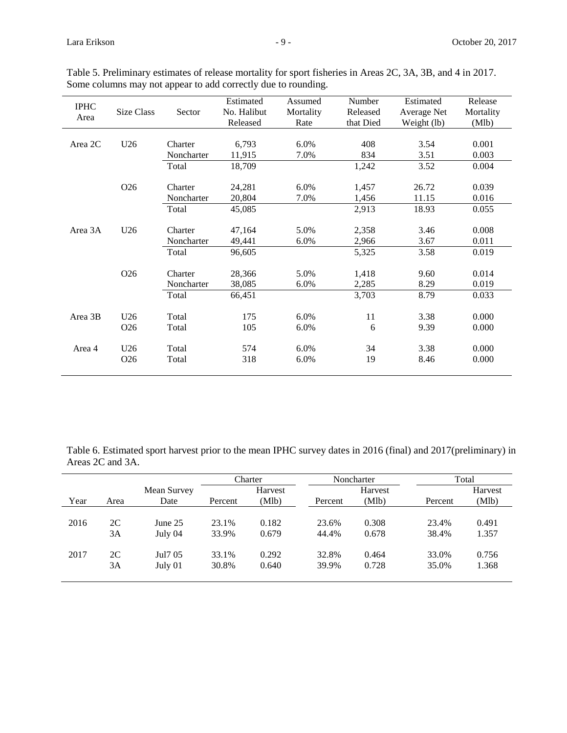Table 5. Preliminary estimates of release mortality for sport fisheries in Areas 2C, 3A, 3B, and 4 in 2017. Some columns may not appear to add correctly due to rounding.

| IPHC Area | Size Class | Sector | Estimated No. Halibut Released | Assumed Mortality Rate | Number Released that Died | Estimated Average Net Weight (lb) | Release Mortality (Mlb) |
|---|---|---|---|---|---|---|---|
| Area 2C | U26 | Charter | 6,793 | 6.0% | 408 | 3.54 | 0.001 |
| | | Noncharter | 11,915 | 7.0% | 834 | 3.51 | 0.003 |
| | | Total | 18,709 | | 1,242 | 3.52 | 0.004 |
| | O26 | Charter | 24,281 | 6.0% | 1,457 | 26.72 | 0.039 |
| | | Noncharter | 20,804 | 7.0% | 1,456 | 11.15 | 0.016 |
| | | Total | 45,085 | | 2,913 | 18.93 | 0.055 |
| Area 3A | U26 | Charter | 47,164 | 5.0% | 2,358 | 3.46 | 0.008 |
| | | Noncharter | 49,441 | 6.0% | 2,966 | 3.67 | 0.011 |
| | | Total | 96,605 | | 5,325 | 3.58 | 0.019 |
| | O26 | Charter | 28,366 | 5.0% | 1,418 | 9.60 | 0.014 |
| | | Noncharter | 38,085 | 6.0% | 2,285 | 8.29 | 0.019 |
| | | Total | 66,451 | | 3,703 | 8.79 | 0.033 |
| Area 3B | U26 | Total | 175 | 6.0% | 11 | 3.38 | 0.000 |
| | O26 | Total | 105 | 6.0% | 6 | 9.39 | 0.000 |
| Area 4 | U26 | Total | 574 | 6.0% | 34 | 3.38 | 0.000 |
| | O26 | Total | 318 | 6.0% | 19 | 8.46 | 0.000 |

Table 6. Estimated sport harvest prior to the mean IPHC survey dates in 2016 (final) and 2017(preliminary) in Areas 2C and 3A.

| | | | Charter | | Noncharter | | Total | |
|---|---|---|---|---|---|---|---|---|
| Year | Area | Mean Survey Date | Percent | Harvest (Mlb) | Percent | Harvest (Mlb) | Percent | Harvest (Mlb) |
| 2016 | 2C | June 25 | 23.1% | 0.182 | 23.6% | 0.308 | 23.4% | 0.491 |
| | 3A | July 04 | 33.9% | 0.679 | 44.4% | 0.678 | 38.4% | 1.357 |
| 2017 | 2C | Jul7 05 | 33.1% | 0.292 | 32.8% | 0.464 | 33.0% | 0.756 |
| | 3A | July 01 | 30.8% | 0.640 | 39.9% | 0.728 | 35.0% | 1.368 |